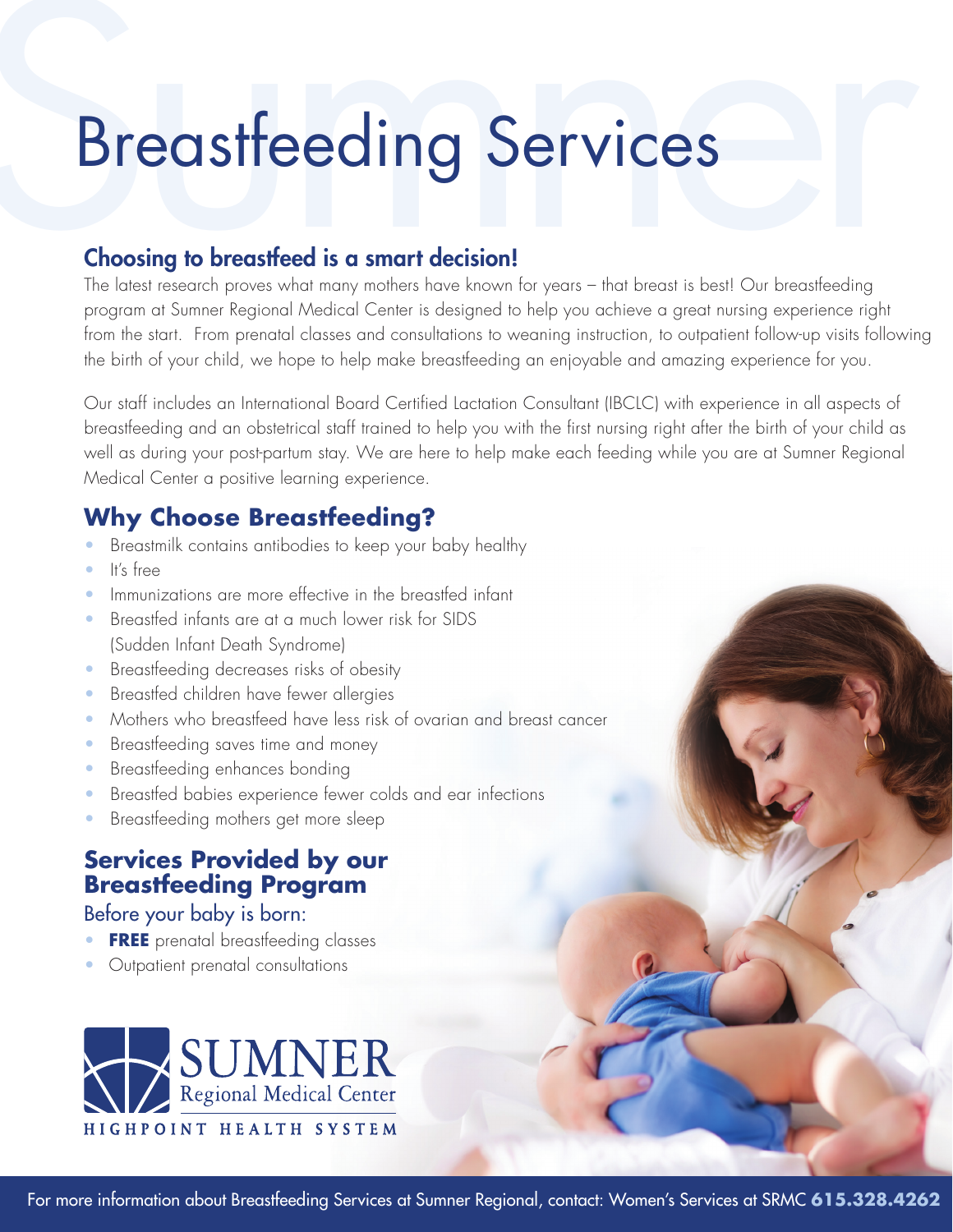# Breastfeeding Services

## Choosing to breastfeed is a smart decision!

The latest research proves what many mothers have known for years – that breast is best! Our breastfeeding program at Sumner Regional Medical Center is designed to help you achieve a great nursing experience right from the start. From prenatal classes and consultations to weaning instruction, to outpatient follow-up visits following the birth of your child, we hope to help make breastfeeding an enjoyable and amazing experience for you.

Our staff includes an International Board Certified Lactation Consultant (IBCLC) with experience in all aspects of breastfeeding and an obstetrical staff trained to help you with the first nursing right after the birth of your child as well as during your post-partum stay. We are here to help make each feeding while you are at Sumner Regional Medical Center a positive learning experience.

## Why Choose Breastfeeding?

- Breastmilk contains antibodies to keep your baby healthy
- It's free
- Immunizations are more effective in the breastfed infant
- Breastfed infants are at a much lower risk for SIDS (Sudden Infant Death Syndrome)
- Breastfeeding decreases risks of obesity
- Breastfed children have fewer allergies
- Mothers who breastfeed have less risk of ovarian and breast cancer
- Breastfeeding saves time and money
- Breastfeeding enhances bonding
- Breastfed babies experience fewer colds and ear infections
- Breastfeeding mothers get more sleep

## Services Provided by our Breastfeeding Program

### Before your baby is born:

- **FREE** prenatal breastfeeding classes
- Outpatient prenatal consultations

SUMNER Regional Medical Center
HIGHPOINT HEALTH SYSTEM

For more information about Breastfeeding Services at Sumner Regional, contact: Women's Services at SRMC **615.328.4262**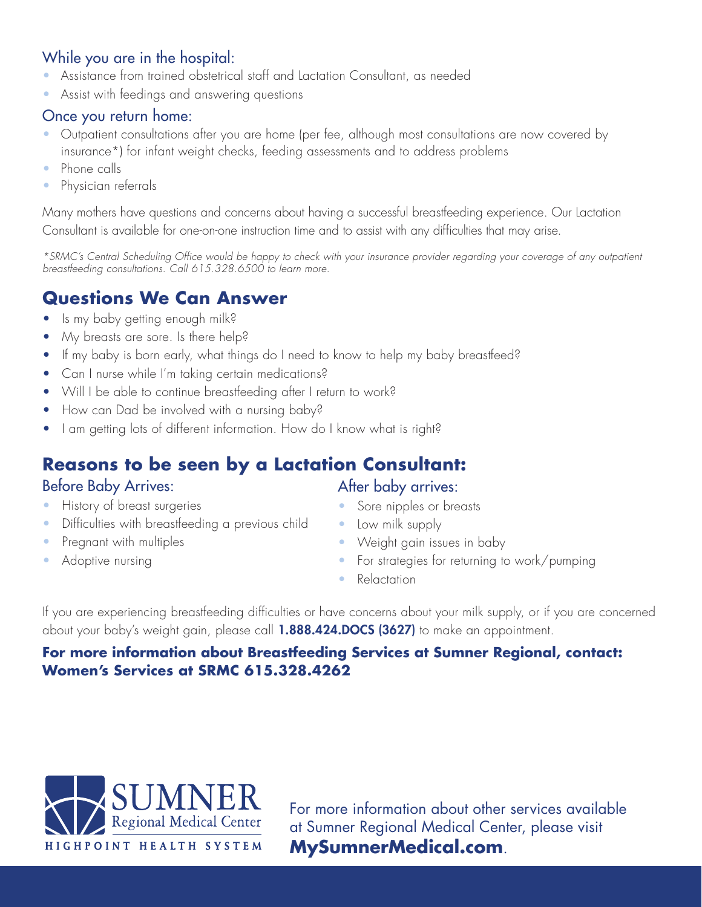### While you are in the hospital:

- Assistance from trained obstetrical staff and Lactation Consultant, as needed
- Assist with feedings and answering questions

### Once you return home:

- Outpatient consultations after you are home (per fee, although most consultations are now covered by insurance*) for infant weight checks, feeding assessments and to address problems
- Phone calls
- Physician referrals

Many mothers have questions and concerns about having a successful breastfeeding experience. Our Lactation Consultant is available for one-on-one instruction time and to assist with any difficulties that may arise.

*\*SRMC's Central Scheduling Office would be happy to check with your insurance provider regarding your coverage of any outpatient breastfeeding consultations. Call 615.328.6500 to learn more.*

## Questions We Can Answer

- Is my baby getting enough milk?
- My breasts are sore. Is there help?
- If my baby is born early, what things do I need to know to help my baby breastfeed?
- Can I nurse while I'm taking certain medications?
- Will I be able to continue breastfeeding after I return to work?
- How can Dad be involved with a nursing baby?
- I am getting lots of different information. How do I know what is right?

## Reasons to be seen by a Lactation Consultant:

### Before Baby Arrives:

- History of breast surgeries
- Difficulties with breastfeeding a previous child
- Pregnant with multiples
- Adoptive nursing

### After baby arrives:

- Sore nipples or breasts
- Low milk supply
- Weight gain issues in baby
- For strategies for returning to work/pumping
- Relactation

If you are experiencing breastfeeding difficulties or have concerns about your milk supply, or if you are concerned about your baby's weight gain, please call **1.888.424.DOCS (3627)** to make an appointment.

**For more information about Breastfeeding Services at Sumner Regional, contact: Women's Services at SRMC 615.328.4262**

SUMNER Regional Medical Center
HIGHPOINT HEALTH SYSTEM

For more information about other services available at Sumner Regional Medical Center, please visit **MySumnerMedical.com**.